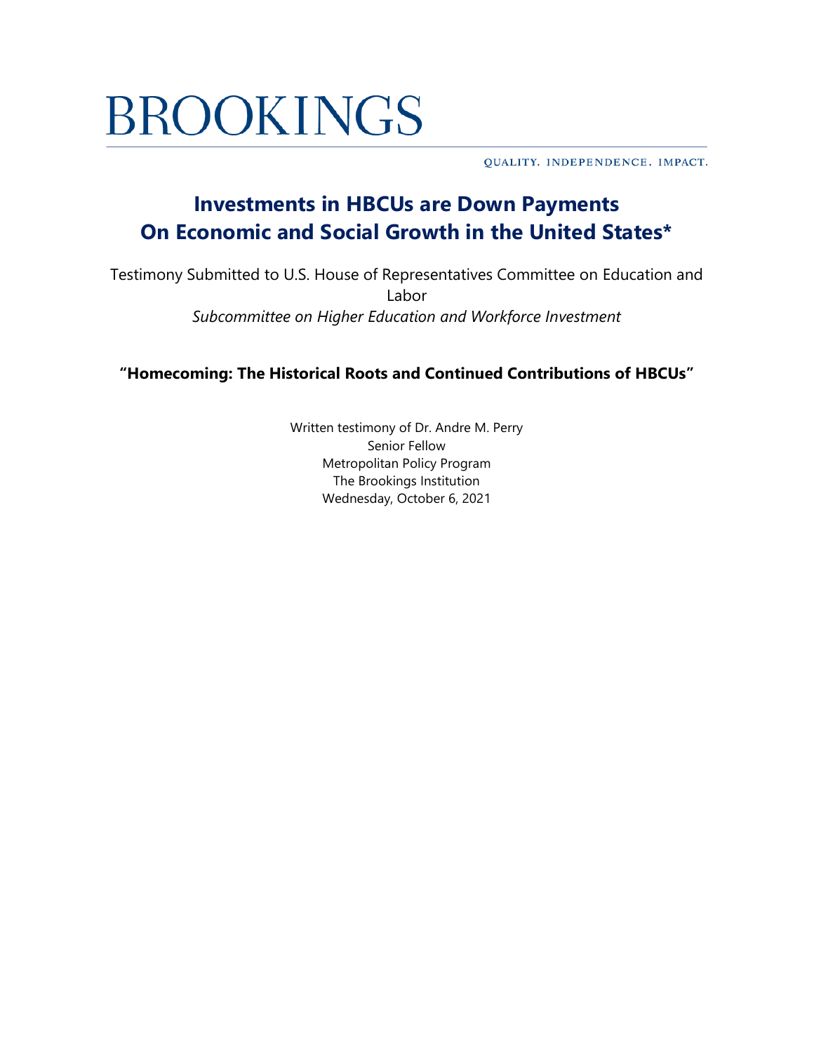BROOKINGS

QUALITY. INDEPENDENCE. IMPACT.

# Investments in HBCUs are Down Payments On Economic and Social Growth in the United States*

Testimony Submitted to U.S. House of Representatives Committee on Education and Labor

*Subcommittee on Higher Education and Workforce Investment*

**"Homecoming: The Historical Roots and Continued Contributions of HBCUs"**

Written testimony of Dr. Andre M. Perry
Senior Fellow
Metropolitan Policy Program
The Brookings Institution
Wednesday, October 6, 2021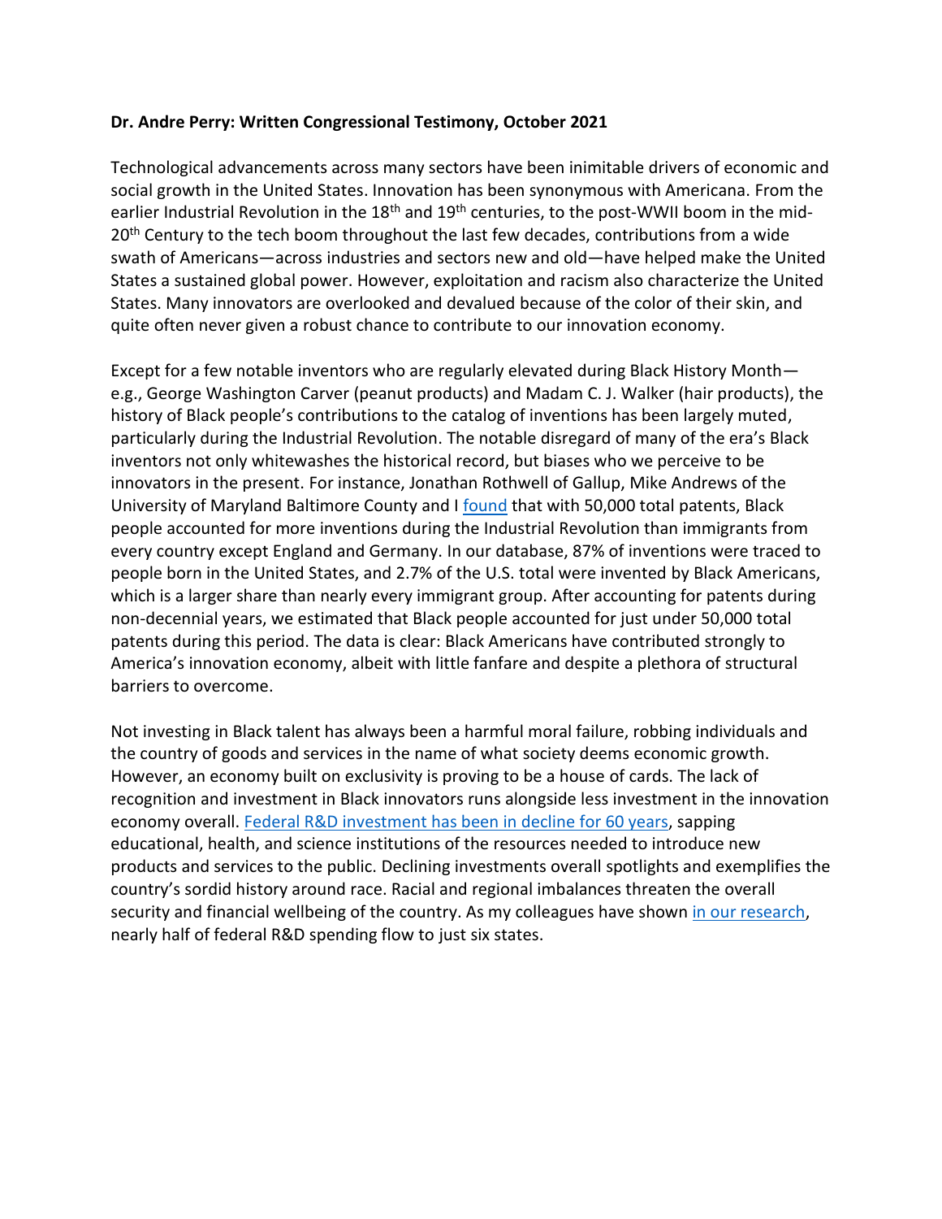**Dr. Andre Perry: Written Congressional Testimony, October 2021**

Technological advancements across many sectors have been inimitable drivers of economic and social growth in the United States. Innovation has been synonymous with Americana. From the earlier Industrial Revolution in the 18th and 19th centuries, to the post-WWII boom in the mid-20th Century to the tech boom throughout the last few decades, contributions from a wide swath of Americans—across industries and sectors new and old—have helped make the United States a sustained global power. However, exploitation and racism also characterize the United States. Many innovators are overlooked and devalued because of the color of their skin, and quite often never given a robust chance to contribute to our innovation economy.

Except for a few notable inventors who are regularly elevated during Black History Month—e.g., George Washington Carver (peanut products) and Madam C. J. Walker (hair products), the history of Black people's contributions to the catalog of inventions has been largely muted, particularly during the Industrial Revolution. The notable disregard of many of the era's Black inventors not only whitewashes the historical record, but biases who we perceive to be innovators in the present. For instance, Jonathan Rothwell of Gallup, Mike Andrews of the University of Maryland Baltimore County and I [found](#) that with 50,000 total patents, Black people accounted for more inventions during the Industrial Revolution than immigrants from every country except England and Germany. In our database, 87% of inventions were traced to people born in the United States, and 2.7% of the U.S. total were invented by Black Americans, which is a larger share than nearly every immigrant group. After accounting for patents during non-decennial years, we estimated that Black people accounted for just under 50,000 total patents during this period. The data is clear: Black Americans have contributed strongly to America's innovation economy, albeit with little fanfare and despite a plethora of structural barriers to overcome.

Not investing in Black talent has always been a harmful moral failure, robbing individuals and the country of goods and services in the name of what society deems economic growth. However, an economy built on exclusivity is proving to be a house of cards. The lack of recognition and investment in Black innovators runs alongside less investment in the innovation economy overall. [Federal R&D investment has been in decline for 60 years](#), sapping educational, health, and science institutions of the resources needed to introduce new products and services to the public. Declining investments overall spotlights and exemplifies the country's sordid history around race. Racial and regional imbalances threaten the overall security and financial wellbeing of the country. As my colleagues have shown [in our research](#), nearly half of federal R&D spending flow to just six states.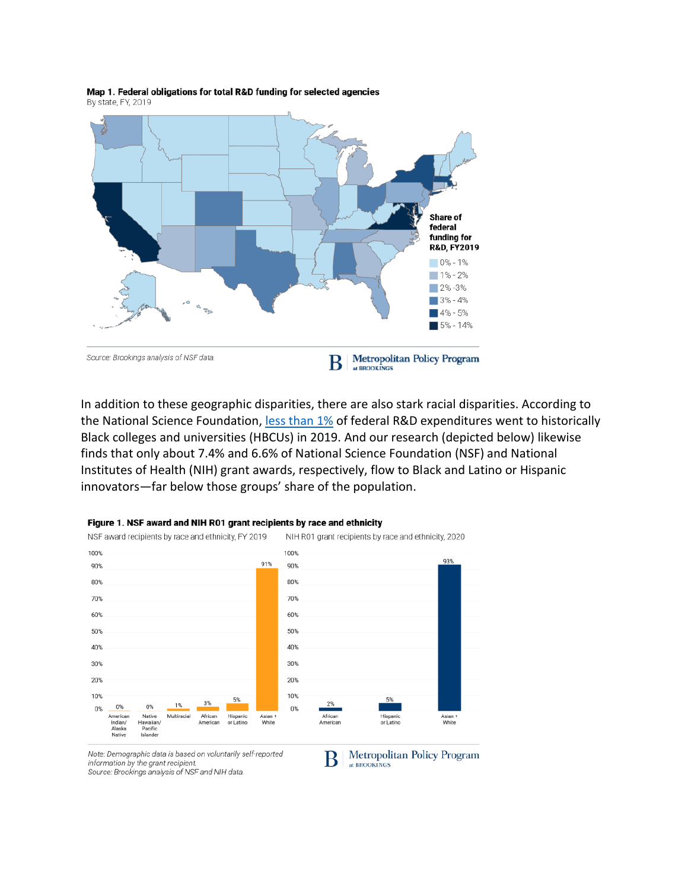**Map 1. Federal obligations for total R&D funding for selected agencies**
By state, FY, 2019

Share of federal funding for R&D, FY2019

- 0% - 1%
- 1% - 2%
- 2% -3%
- 3% - 4%
- 4% - 5%
- 5% - 14%

*Source: Brookings analysis of NSF data.*

Metropolitan Policy Program at BROOKINGS

In addition to these geographic disparities, there are also stark racial disparities. According to the National Science Foundation, less than 1% of federal R&D expenditures went to historically Black colleges and universities (HBCUs) in 2019. And our research (depicted below) likewise finds that only about 7.4% and 6.6% of National Science Foundation (NSF) and National Institutes of Health (NIH) grant awards, respectively, flow to Black and Latino or Hispanic innovators—far below those groups' share of the population.

**Figure 1. NSF award and NIH R01 grant recipients by race and ethnicity**

NSF award recipients by race and ethnicity, FY 2019

| Race/ethnicity | Share |
|---|---|
| American Indian/ Alaska Native | 0% |
| Native Hawaiian/ Pacific Islander | 0% |
| Multiracial | 1% |
| African American | 3% |
| Hispanic or Latino | 5% |
| Asian + White | 91% |

NIH R01 grant recipients by race and ethnicity, 2020

| Race/ethnicity | Share |
|---|---|
| African American | 2% |
| Hispanic or Latino | 5% |
| Asian + White | 93% |

*Note: Demographic data is based on voluntarily self-reported information by the grant recipient.*
*Source: Brookings analysis of NSF and NIH data.*

Metropolitan Policy Program at BROOKINGS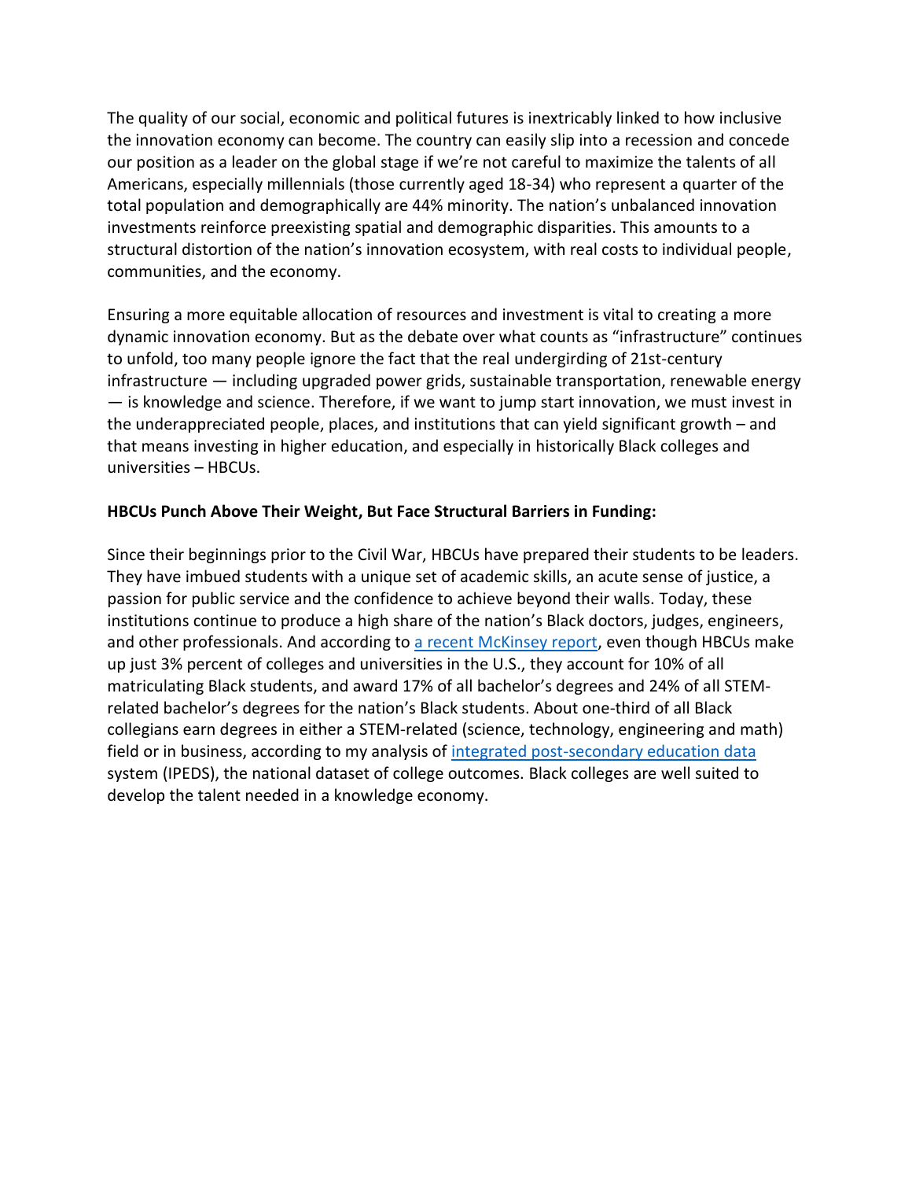The quality of our social, economic and political futures is inextricably linked to how inclusive the innovation economy can become. The country can easily slip into a recession and concede our position as a leader on the global stage if we're not careful to maximize the talents of all Americans, especially millennials (those currently aged 18-34) who represent a quarter of the total population and demographically are 44% minority. The nation's unbalanced innovation investments reinforce preexisting spatial and demographic disparities. This amounts to a structural distortion of the nation's innovation ecosystem, with real costs to individual people, communities, and the economy.

Ensuring a more equitable allocation of resources and investment is vital to creating a more dynamic innovation economy. But as the debate over what counts as "infrastructure" continues to unfold, too many people ignore the fact that the real undergirding of 21st-century infrastructure — including upgraded power grids, sustainable transportation, renewable energy — is knowledge and science. Therefore, if we want to jump start innovation, we must invest in the underappreciated people, places, and institutions that can yield significant growth – and that means investing in higher education, and especially in historically Black colleges and universities – HBCUs.

**HBCUs Punch Above Their Weight, But Face Structural Barriers in Funding:**

Since their beginnings prior to the Civil War, HBCUs have prepared their students to be leaders. They have imbued students with a unique set of academic skills, an acute sense of justice, a passion for public service and the confidence to achieve beyond their walls. Today, these institutions continue to produce a high share of the nation's Black doctors, judges, engineers, and other professionals. And according to [a recent McKinsey report](), even though HBCUs make up just 3% percent of colleges and universities in the U.S., they account for 10% of all matriculating Black students, and award 17% of all bachelor's degrees and 24% of all STEM-related bachelor's degrees for the nation's Black students. About one-third of all Black collegians earn degrees in either a STEM-related (science, technology, engineering and math) field or in business, according to my analysis of [integrated post-secondary education data]() system (IPEDS), the national dataset of college outcomes. Black colleges are well suited to develop the talent needed in a knowledge economy.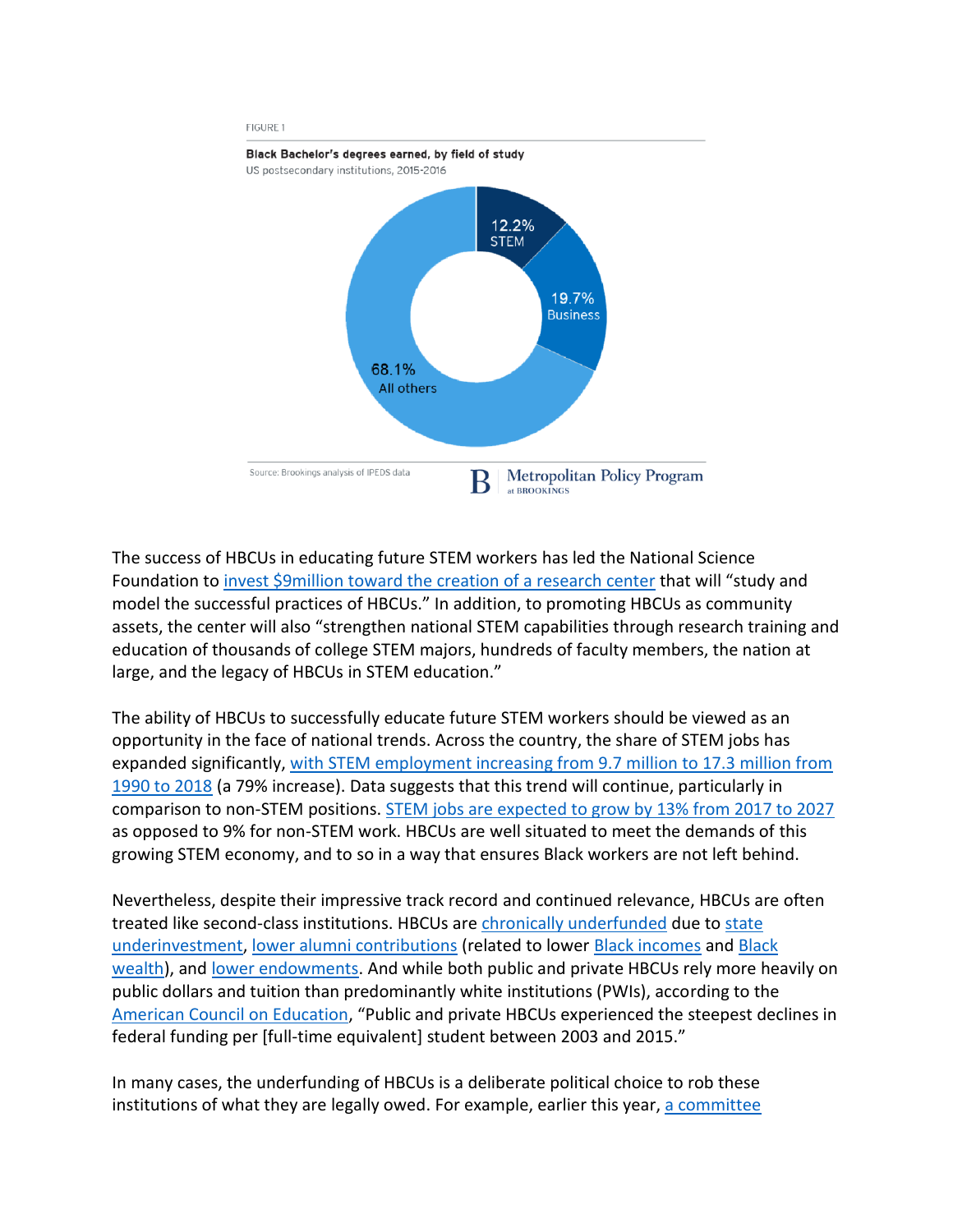FIGURE 1

**Black Bachelor's degrees earned, by field of study**

US postsecondary institutions, 2015-2016

12.2% STEM

19.7% Business

68.1% All others

Source: Brookings analysis of IPEDS data

Metropolitan Policy Program at BROOKINGS

The success of HBCUs in educating future STEM workers has led the National Science Foundation to invest $9million toward the creation of a research center that will "study and model the successful practices of HBCUs." In addition, to promoting HBCUs as community assets, the center will also "strengthen national STEM capabilities through research training and education of thousands of college STEM majors, hundreds of faculty members, the nation at large, and the legacy of HBCUs in STEM education."

The ability of HBCUs to successfully educate future STEM workers should be viewed as an opportunity in the face of national trends. Across the country, the share of STEM jobs has expanded significantly, with STEM employment increasing from 9.7 million to 17.3 million from 1990 to 2018 (a 79% increase). Data suggests that this trend will continue, particularly in comparison to non-STEM positions. STEM jobs are expected to grow by 13% from 2017 to 2027 as opposed to 9% for non-STEM work. HBCUs are well situated to meet the demands of this growing STEM economy, and to so in a way that ensures Black workers are not left behind.

Nevertheless, despite their impressive track record and continued relevance, HBCUs are often treated like second-class institutions. HBCUs are chronically underfunded due to state underinvestment, lower alumni contributions (related to lower Black incomes and Black wealth), and lower endowments. And while both public and private HBCUs rely more heavily on public dollars and tuition than predominantly white institutions (PWIs), according to the American Council on Education, "Public and private HBCUs experienced the steepest declines in federal funding per [full-time equivalent] student between 2003 and 2015."

In many cases, the underfunding of HBCUs is a deliberate political choice to rob these institutions of what they are legally owed. For example, earlier this year, a committee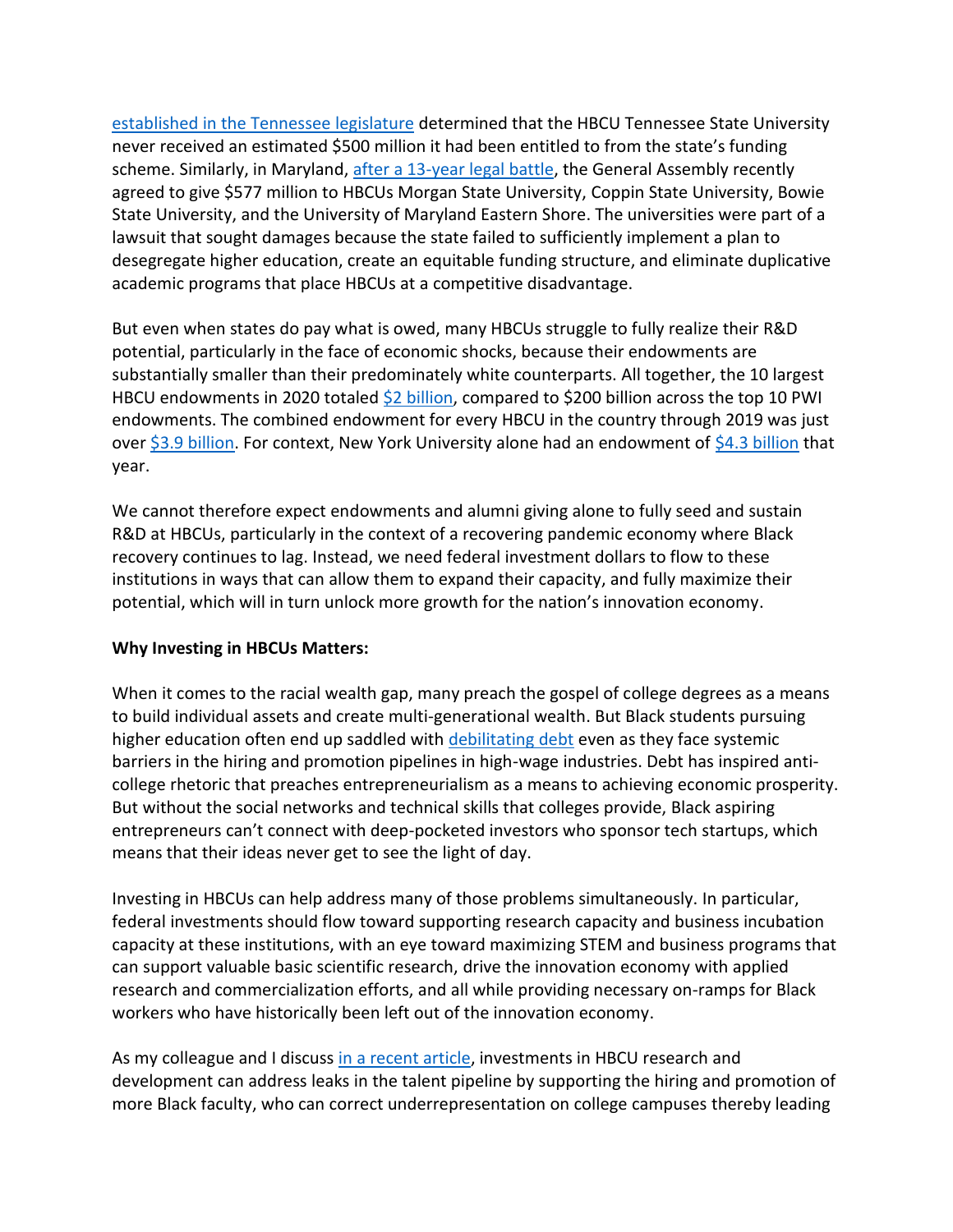established in the Tennessee legislature determined that the HBCU Tennessee State University never received an estimated $500 million it had been entitled to from the state's funding scheme. Similarly, in Maryland, after a 13-year legal battle, the General Assembly recently agreed to give $577 million to HBCUs Morgan State University, Coppin State University, Bowie State University, and the University of Maryland Eastern Shore. The universities were part of a lawsuit that sought damages because the state failed to sufficiently implement a plan to desegregate higher education, create an equitable funding structure, and eliminate duplicative academic programs that place HBCUs at a competitive disadvantage.

But even when states do pay what is owed, many HBCUs struggle to fully realize their R&D potential, particularly in the face of economic shocks, because their endowments are substantially smaller than their predominately white counterparts. All together, the 10 largest HBCU endowments in 2020 totaled $2 billion, compared to $200 billion across the top 10 PWI endowments. The combined endowment for every HBCU in the country through 2019 was just over $3.9 billion. For context, New York University alone had an endowment of $4.3 billion that year.

We cannot therefore expect endowments and alumni giving alone to fully seed and sustain R&D at HBCUs, particularly in the context of a recovering pandemic economy where Black recovery continues to lag. Instead, we need federal investment dollars to flow to these institutions in ways that can allow them to expand their capacity, and fully maximize their potential, which will in turn unlock more growth for the nation's innovation economy.

**Why Investing in HBCUs Matters:**

When it comes to the racial wealth gap, many preach the gospel of college degrees as a means to build individual assets and create multi-generational wealth. But Black students pursuing higher education often end up saddled with debilitating debt even as they face systemic barriers in the hiring and promotion pipelines in high-wage industries. Debt has inspired anti-college rhetoric that preaches entrepreneurialism as a means to achieving economic prosperity. But without the social networks and technical skills that colleges provide, Black aspiring entrepreneurs can't connect with deep-pocketed investors who sponsor tech startups, which means that their ideas never get to see the light of day.

Investing in HBCUs can help address many of those problems simultaneously. In particular, federal investments should flow toward supporting research capacity and business incubation capacity at these institutions, with an eye toward maximizing STEM and business programs that can support valuable basic scientific research, drive the innovation economy with applied research and commercialization efforts, and all while providing necessary on-ramps for Black workers who have historically been left out of the innovation economy.

As my colleague and I discuss in a recent article, investments in HBCU research and development can address leaks in the talent pipeline by supporting the hiring and promotion of more Black faculty, who can correct underrepresentation on college campuses thereby leading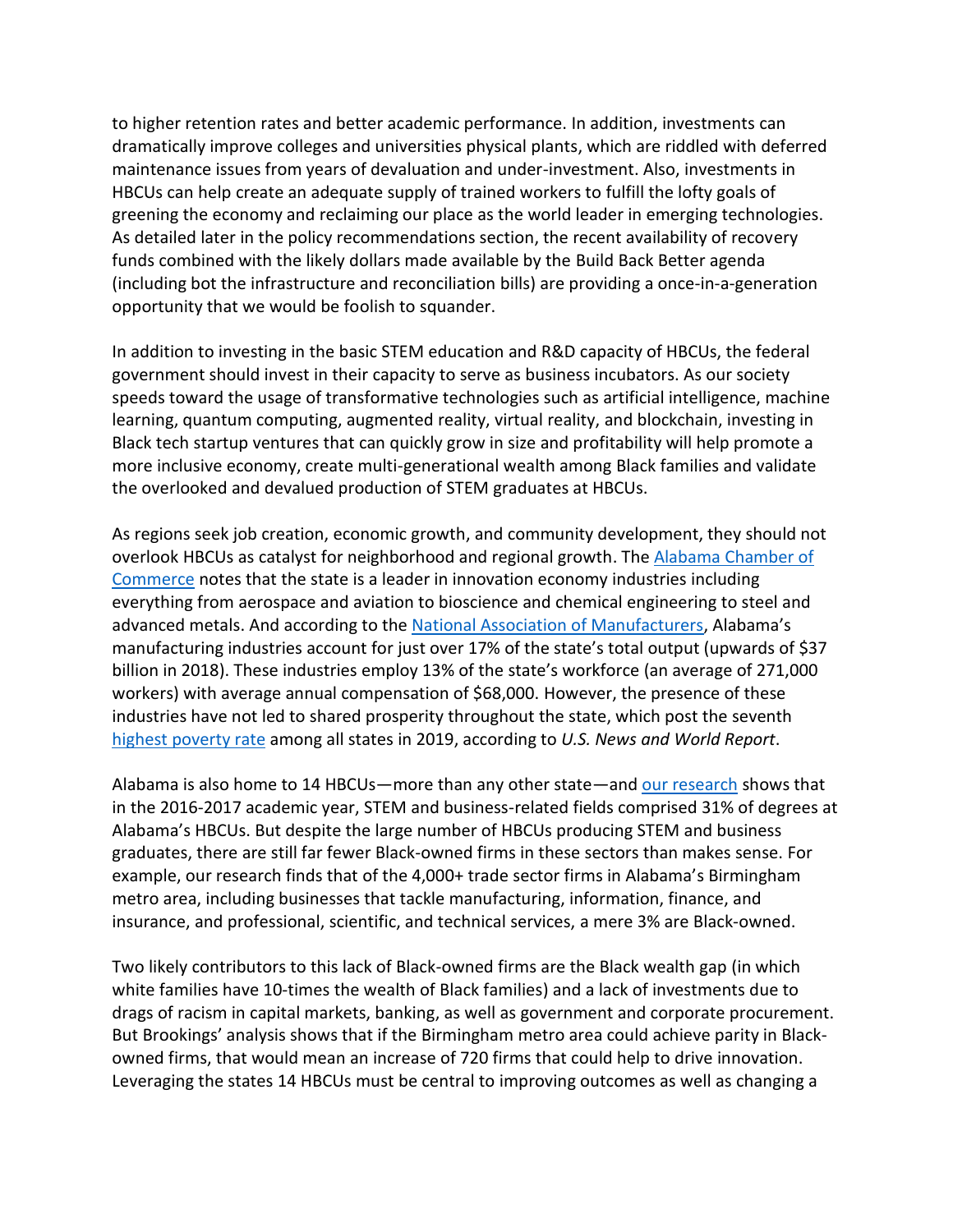to higher retention rates and better academic performance. In addition, investments can dramatically improve colleges and universities physical plants, which are riddled with deferred maintenance issues from years of devaluation and under-investment. Also, investments in HBCUs can help create an adequate supply of trained workers to fulfill the lofty goals of greening the economy and reclaiming our place as the world leader in emerging technologies. As detailed later in the policy recommendations section, the recent availability of recovery funds combined with the likely dollars made available by the Build Back Better agenda (including bot the infrastructure and reconciliation bills) are providing a once-in-a-generation opportunity that we would be foolish to squander.

In addition to investing in the basic STEM education and R&D capacity of HBCUs, the federal government should invest in their capacity to serve as business incubators. As our society speeds toward the usage of transformative technologies such as artificial intelligence, machine learning, quantum computing, augmented reality, virtual reality, and blockchain, investing in Black tech startup ventures that can quickly grow in size and profitability will help promote a more inclusive economy, create multi-generational wealth among Black families and validate the overlooked and devalued production of STEM graduates at HBCUs.

As regions seek job creation, economic growth, and community development, they should not overlook HBCUs as catalyst for neighborhood and regional growth. The Alabama Chamber of Commerce notes that the state is a leader in innovation economy industries including everything from aerospace and aviation to bioscience and chemical engineering to steel and advanced metals. And according to the National Association of Manufacturers, Alabama's manufacturing industries account for just over 17% of the state's total output (upwards of $37 billion in 2018). These industries employ 13% of the state's workforce (an average of 271,000 workers) with average annual compensation of $68,000. However, the presence of these industries have not led to shared prosperity throughout the state, which post the seventh highest poverty rate among all states in 2019, according to *U.S. News and World Report*.

Alabama is also home to 14 HBCUs—more than any other state—and our research shows that in the 2016-2017 academic year, STEM and business-related fields comprised 31% of degrees at Alabama's HBCUs. But despite the large number of HBCUs producing STEM and business graduates, there are still far fewer Black-owned firms in these sectors than makes sense. For example, our research finds that of the 4,000+ trade sector firms in Alabama's Birmingham metro area, including businesses that tackle manufacturing, information, finance, and insurance, and professional, scientific, and technical services, a mere 3% are Black-owned.

Two likely contributors to this lack of Black-owned firms are the Black wealth gap (in which white families have 10-times the wealth of Black families) and a lack of investments due to drags of racism in capital markets, banking, as well as government and corporate procurement. But Brookings' analysis shows that if the Birmingham metro area could achieve parity in Black-owned firms, that would mean an increase of 720 firms that could help to drive innovation. Leveraging the states 14 HBCUs must be central to improving outcomes as well as changing a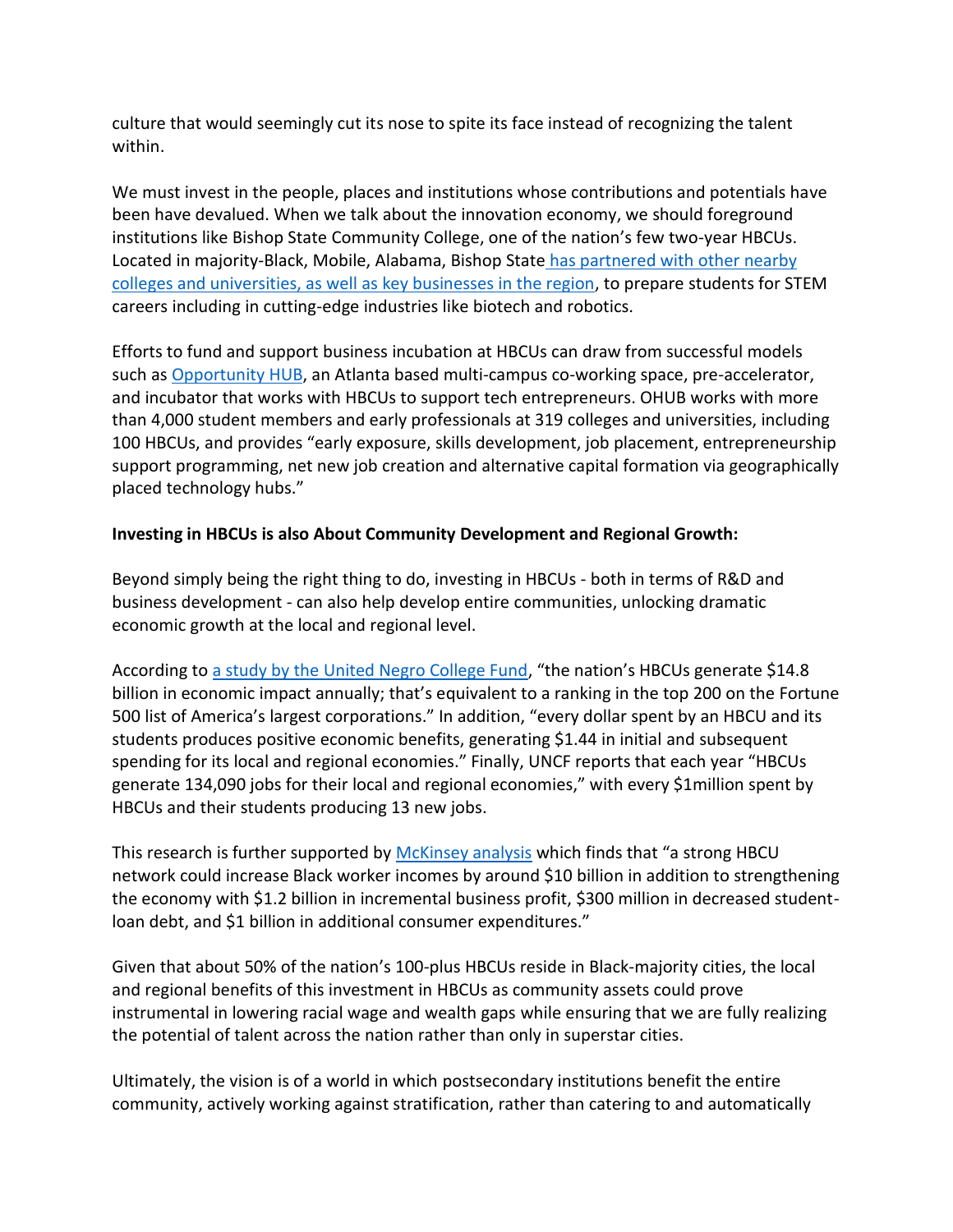culture that would seemingly cut its nose to spite its face instead of recognizing the talent within.

We must invest in the people, places and institutions whose contributions and potentials have been have devalued. When we talk about the innovation economy, we should foreground institutions like Bishop State Community College, one of the nation's few two-year HBCUs. Located in majority-Black, Mobile, Alabama, Bishop State has partnered with other nearby colleges and universities, as well as key businesses in the region, to prepare students for STEM careers including in cutting-edge industries like biotech and robotics.

Efforts to fund and support business incubation at HBCUs can draw from successful models such as Opportunity HUB, an Atlanta based multi-campus co-working space, pre-accelerator, and incubator that works with HBCUs to support tech entrepreneurs. OHUB works with more than 4,000 student members and early professionals at 319 colleges and universities, including 100 HBCUs, and provides "early exposure, skills development, job placement, entrepreneurship support programming, net new job creation and alternative capital formation via geographically placed technology hubs."

**Investing in HBCUs is also About Community Development and Regional Growth:**

Beyond simply being the right thing to do, investing in HBCUs - both in terms of R&D and business development - can also help develop entire communities, unlocking dramatic economic growth at the local and regional level.

According to a study by the United Negro College Fund, "the nation's HBCUs generate $14.8 billion in economic impact annually; that's equivalent to a ranking in the top 200 on the Fortune 500 list of America's largest corporations." In addition, "every dollar spent by an HBCU and its students produces positive economic benefits, generating $1.44 in initial and subsequent spending for its local and regional economies." Finally, UNCF reports that each year "HBCUs generate 134,090 jobs for their local and regional economies," with every $1million spent by HBCUs and their students producing 13 new jobs.

This research is further supported by McKinsey analysis which finds that "a strong HBCU network could increase Black worker incomes by around $10 billion in addition to strengthening the economy with $1.2 billion in incremental business profit, $300 million in decreased student-loan debt, and $1 billion in additional consumer expenditures."

Given that about 50% of the nation's 100-plus HBCUs reside in Black-majority cities, the local and regional benefits of this investment in HBCUs as community assets could prove instrumental in lowering racial wage and wealth gaps while ensuring that we are fully realizing the potential of talent across the nation rather than only in superstar cities.

Ultimately, the vision is of a world in which postsecondary institutions benefit the entire community, actively working against stratification, rather than catering to and automatically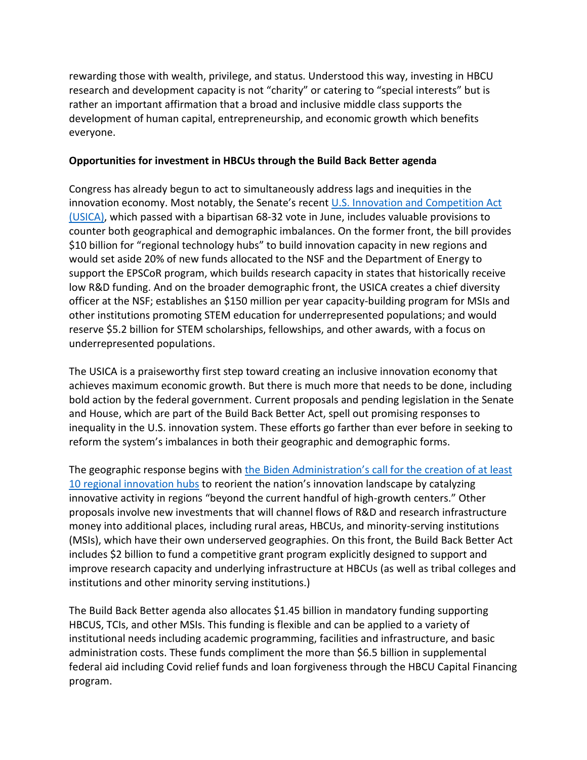rewarding those with wealth, privilege, and status. Understood this way, investing in HBCU research and development capacity is not "charity" or catering to "special interests" but is rather an important affirmation that a broad and inclusive middle class supports the development of human capital, entrepreneurship, and economic growth which benefits everyone.

**Opportunities for investment in HBCUs through the Build Back Better agenda**

Congress has already begun to act to simultaneously address lags and inequities in the innovation economy. Most notably, the Senate's recent [U.S. Innovation and Competition Act (USICA)](), which passed with a bipartisan 68-32 vote in June, includes valuable provisions to counter both geographical and demographic imbalances. On the former front, the bill provides $10 billion for "regional technology hubs" to build innovation capacity in new regions and would set aside 20% of new funds allocated to the NSF and the Department of Energy to support the EPSCoR program, which builds research capacity in states that historically receive low R&D funding. And on the broader demographic front, the USICA creates a chief diversity officer at the NSF; establishes an $150 million per year capacity-building program for MSIs and other institutions promoting STEM education for underrepresented populations; and would reserve $5.2 billion for STEM scholarships, fellowships, and other awards, with a focus on underrepresented populations.

The USICA is a praiseworthy first step toward creating an inclusive innovation economy that achieves maximum economic growth. But there is much more that needs to be done, including bold action by the federal government. Current proposals and pending legislation in the Senate and House, which are part of the Build Back Better Act, spell out promising responses to inequality in the U.S. innovation system. These efforts go farther than ever before in seeking to reform the system's imbalances in both their geographic and demographic forms.

The geographic response begins with [the Biden Administration's call for the creation of at least 10 regional innovation hubs]() to reorient the nation's innovation landscape by catalyzing innovative activity in regions "beyond the current handful of high-growth centers." Other proposals involve new investments that will channel flows of R&D and research infrastructure money into additional places, including rural areas, HBCUs, and minority-serving institutions (MSIs), which have their own underserved geographies. On this front, the Build Back Better Act includes $2 billion to fund a competitive grant program explicitly designed to support and improve research capacity and underlying infrastructure at HBCUs (as well as tribal colleges and institutions and other minority serving institutions.)

The Build Back Better agenda also allocates $1.45 billion in mandatory funding supporting HBCUS, TCIs, and other MSIs. This funding is flexible and can be applied to a variety of institutional needs including academic programming, facilities and infrastructure, and basic administration costs. These funds compliment the more than $6.5 billion in supplemental federal aid including Covid relief funds and loan forgiveness through the HBCU Capital Financing program.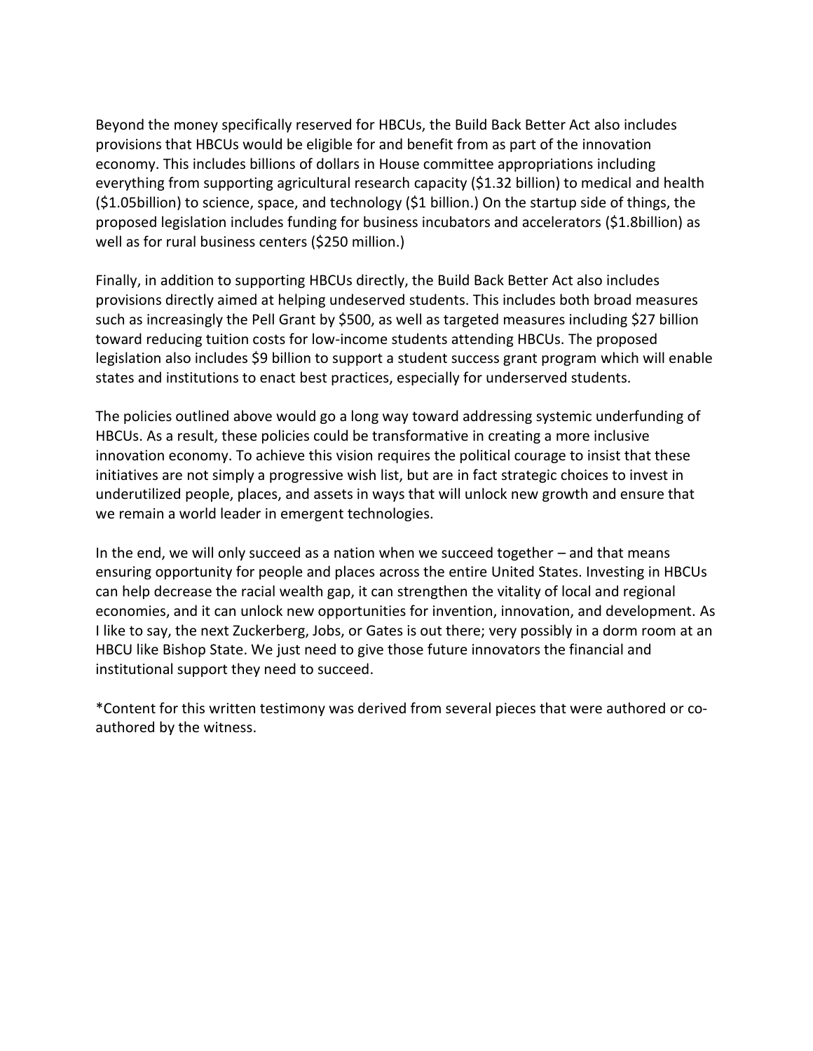Beyond the money specifically reserved for HBCUs, the Build Back Better Act also includes provisions that HBCUs would be eligible for and benefit from as part of the innovation economy. This includes billions of dollars in House committee appropriations including everything from supporting agricultural research capacity ($1.32 billion) to medical and health ($1.05billion) to science, space, and technology ($1 billion.) On the startup side of things, the proposed legislation includes funding for business incubators and accelerators ($1.8billion) as well as for rural business centers ($250 million.)

Finally, in addition to supporting HBCUs directly, the Build Back Better Act also includes provisions directly aimed at helping undeserved students. This includes both broad measures such as increasingly the Pell Grant by $500, as well as targeted measures including $27 billion toward reducing tuition costs for low-income students attending HBCUs. The proposed legislation also includes $9 billion to support a student success grant program which will enable states and institutions to enact best practices, especially for underserved students.

The policies outlined above would go a long way toward addressing systemic underfunding of HBCUs. As a result, these policies could be transformative in creating a more inclusive innovation economy. To achieve this vision requires the political courage to insist that these initiatives are not simply a progressive wish list, but are in fact strategic choices to invest in underutilized people, places, and assets in ways that will unlock new growth and ensure that we remain a world leader in emergent technologies.

In the end, we will only succeed as a nation when we succeed together – and that means ensuring opportunity for people and places across the entire United States. Investing in HBCUs can help decrease the racial wealth gap, it can strengthen the vitality of local and regional economies, and it can unlock new opportunities for invention, innovation, and development. As I like to say, the next Zuckerberg, Jobs, or Gates is out there; very possibly in a dorm room at an HBCU like Bishop State. We just need to give those future innovators the financial and institutional support they need to succeed.

*Content for this written testimony was derived from several pieces that were authored or co-authored by the witness.